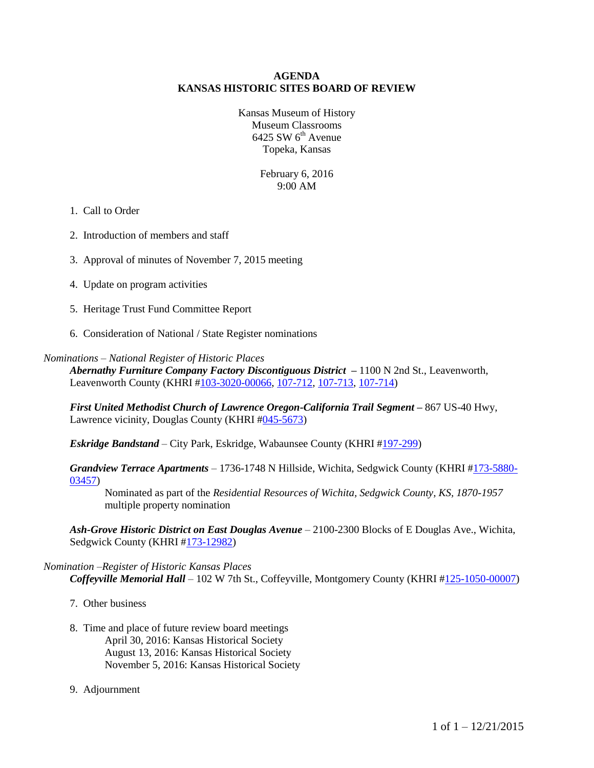# AGENDA
# KANSAS HISTORIC SITES BOARD OF REVIEW

Kansas Museum of History
Museum Classrooms
6425 SW 6th Avenue
Topeka, Kansas

February 6, 2016
9:00 AM

1. Call to Order

2. Introduction of members and staff

3. Approval of minutes of November 7, 2015 meeting

4. Update on program activities

5. Heritage Trust Fund Committee Report

6. Consideration of National / State Register nominations

*Nominations – National Register of Historic Places*

***Abernathy Furniture Company Factory Discontiguous District*** – 1100 N 2nd St., Leavenworth, Leavenworth County (KHRI #103-3020-00066, 107-712, 107-713, 107-714)

***First United Methodist Church of Lawrence Oregon-California Trail Segment*** – 867 US-40 Hwy, Lawrence vicinity, Douglas County (KHRI #045-5673)

***Eskridge Bandstand*** – City Park, Eskridge, Wabaunsee County (KHRI #197-299)

***Grandview Terrace Apartments*** – 1736-1748 N Hillside, Wichita, Sedgwick County (KHRI #173-5880-03457)

Nominated as part of the *Residential Resources of Wichita, Sedgwick County, KS, 1870-1957* multiple property nomination

***Ash-Grove Historic District on East Douglas Avenue*** – 2100-2300 Blocks of E Douglas Ave., Wichita, Sedgwick County (KHRI #173-12982)

*Nomination –Register of Historic Kansas Places*

***Coffeyville Memorial Hall*** – 102 W 7th St., Coffeyville, Montgomery County (KHRI #125-1050-00007)

7. Other business

8. Time and place of future review board meetings
   - April 30, 2016: Kansas Historical Society
   - August 13, 2016: Kansas Historical Society
   - November 5, 2016: Kansas Historical Society

9. Adjournment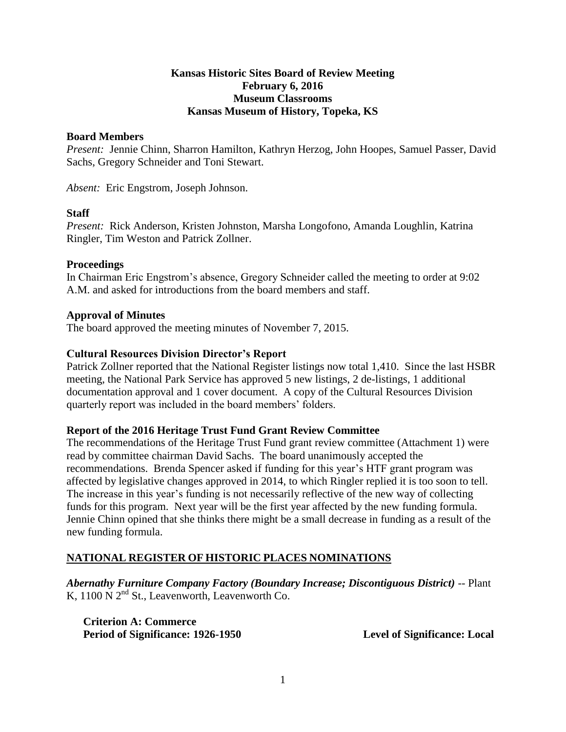**Kansas Historic Sites Board of Review Meeting**
**February 6, 2016**
**Museum Classrooms**
**Kansas Museum of History, Topeka, KS**

### Board Members

*Present:* Jennie Chinn, Sharron Hamilton, Kathryn Herzog, John Hoopes, Samuel Passer, David Sachs, Gregory Schneider and Toni Stewart.

*Absent:* Eric Engstrom, Joseph Johnson.

### Staff

*Present:* Rick Anderson, Kristen Johnston, Marsha Longofono, Amanda Loughlin, Katrina Ringler, Tim Weston and Patrick Zollner.

### Proceedings

In Chairman Eric Engstrom's absence, Gregory Schneider called the meeting to order at 9:02 A.M. and asked for introductions from the board members and staff.

### Approval of Minutes

The board approved the meeting minutes of November 7, 2015.

### Cultural Resources Division Director's Report

Patrick Zollner reported that the National Register listings now total 1,410. Since the last HSBR meeting, the National Park Service has approved 5 new listings, 2 de-listings, 1 additional documentation approval and 1 cover document. A copy of the Cultural Resources Division quarterly report was included in the board members' folders.

### Report of the 2016 Heritage Trust Fund Grant Review Committee

The recommendations of the Heritage Trust Fund grant review committee (Attachment 1) were read by committee chairman David Sachs. The board unanimously accepted the recommendations. Brenda Spencer asked if funding for this year's HTF grant program was affected by legislative changes approved in 2014, to which Ringler replied it is too soon to tell. The increase in this year's funding is not necessarily reflective of the new way of collecting funds for this program. Next year will be the first year affected by the new funding formula. Jennie Chinn opined that she thinks there might be a small decrease in funding as a result of the new funding formula.

## NATIONAL REGISTER OF HISTORIC PLACES NOMINATIONS

***Abernathy Furniture Company Factory (Boundary Increase; Discontiguous District)*** -- Plant K, 1100 N 2nd St., Leavenworth, Leavenworth Co.

**Criterion A: Commerce**
**Period of Significance: 1926-1950** **Level of Significance: Local**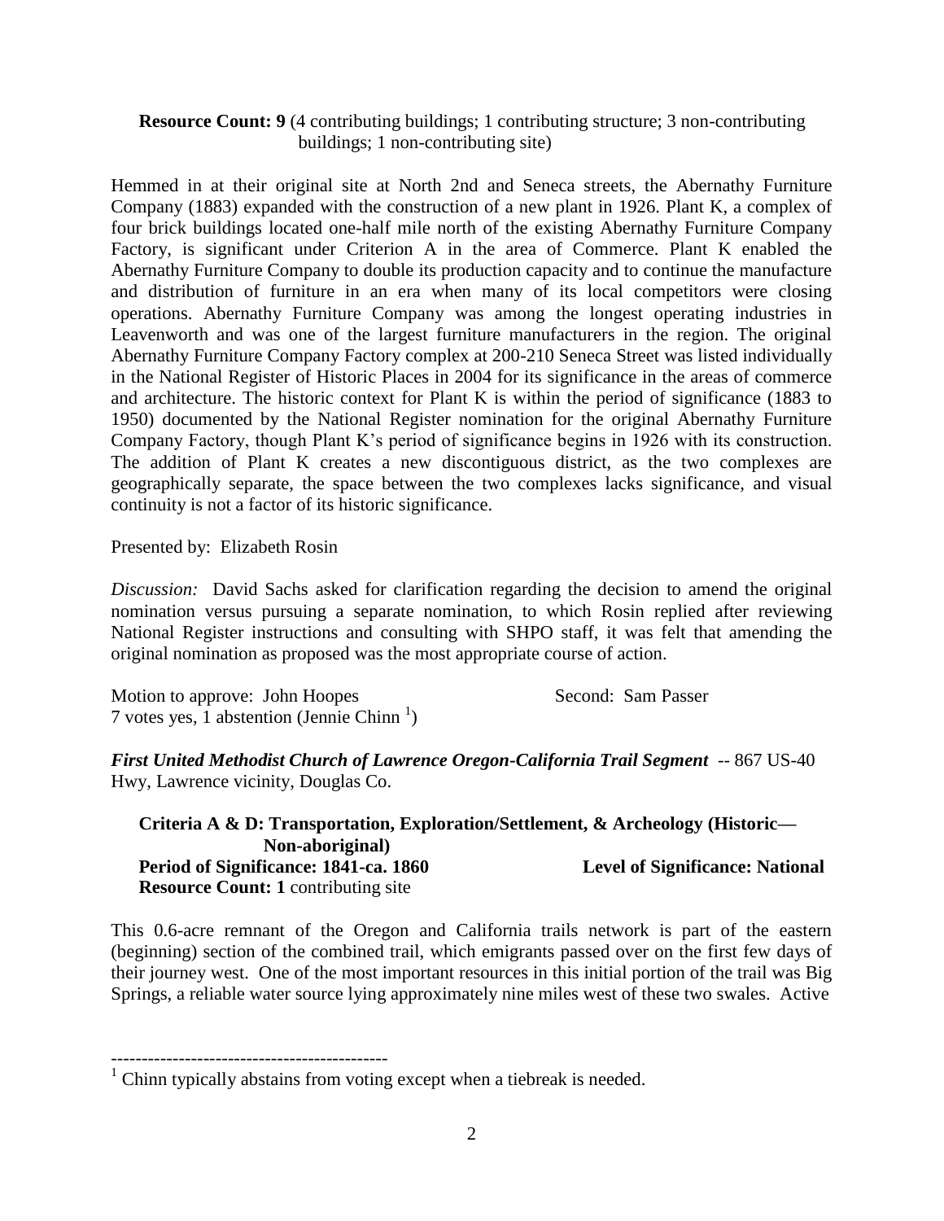**Resource Count: 9** (4 contributing buildings; 1 contributing structure; 3 non-contributing buildings; 1 non-contributing site)

Hemmed in at their original site at North 2nd and Seneca streets, the Abernathy Furniture Company (1883) expanded with the construction of a new plant in 1926. Plant K, a complex of four brick buildings located one-half mile north of the existing Abernathy Furniture Company Factory, is significant under Criterion A in the area of Commerce. Plant K enabled the Abernathy Furniture Company to double its production capacity and to continue the manufacture and distribution of furniture in an era when many of its local competitors were closing operations. Abernathy Furniture Company was among the longest operating industries in Leavenworth and was one of the largest furniture manufacturers in the region. The original Abernathy Furniture Company Factory complex at 200-210 Seneca Street was listed individually in the National Register of Historic Places in 2004 for its significance in the areas of commerce and architecture. The historic context for Plant K is within the period of significance (1883 to 1950) documented by the National Register nomination for the original Abernathy Furniture Company Factory, though Plant K's period of significance begins in 1926 with its construction. The addition of Plant K creates a new discontiguous district, as the two complexes are geographically separate, the space between the two complexes lacks significance, and visual continuity is not a factor of its historic significance.

Presented by: Elizabeth Rosin

*Discussion:* David Sachs asked for clarification regarding the decision to amend the original nomination versus pursuing a separate nomination, to which Rosin replied after reviewing National Register instructions and consulting with SHPO staff, it was felt that amending the original nomination as proposed was the most appropriate course of action.

Motion to approve: John Hoopes Second: Sam Passer
7 votes yes, 1 abstention (Jennie Chinn [1])

***First United Methodist Church of Lawrence Oregon-California Trail Segment*** -- 867 US-40 Hwy, Lawrence vicinity, Douglas Co.

**Criteria A & D: Transportation, Exploration/Settlement, & Archeology (Historic—Non-aboriginal)**
**Period of Significance: 1841-ca. 1860** **Level of Significance: National**
**Resource Count: 1** contributing site

This 0.6-acre remnant of the Oregon and California trails network is part of the eastern (beginning) section of the combined trail, which emigrants passed over on the first few days of their journey west. One of the most important resources in this initial portion of the trail was Big Springs, a reliable water source lying approximately nine miles west of these two swales. Active

---

[1] Chinn typically abstains from voting except when a tiebreak is needed.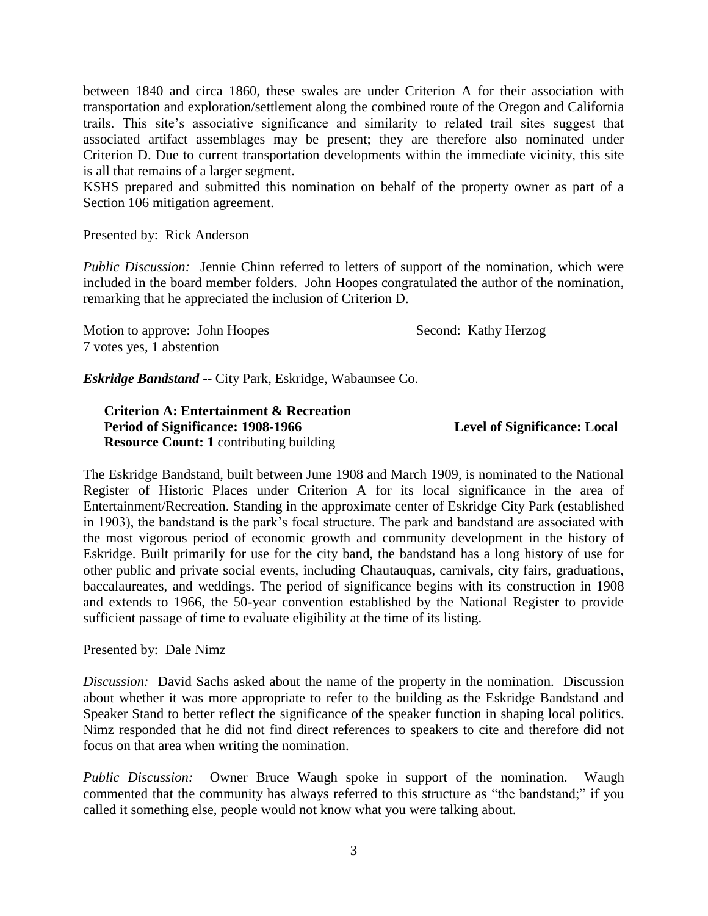between 1840 and circa 1860, these swales are under Criterion A for their association with transportation and exploration/settlement along the combined route of the Oregon and California trails. This site's associative significance and similarity to related trail sites suggest that associated artifact assemblages may be present; they are therefore also nominated under Criterion D. Due to current transportation developments within the immediate vicinity, this site is all that remains of a larger segment.

KSHS prepared and submitted this nomination on behalf of the property owner as part of a Section 106 mitigation agreement.

Presented by: Rick Anderson

*Public Discussion:* Jennie Chinn referred to letters of support of the nomination, which were included in the board member folders. John Hoopes congratulated the author of the nomination, remarking that he appreciated the inclusion of Criterion D.

Motion to approve: John Hoopes    Second: Kathy Herzog
7 votes yes, 1 abstention

***Eskridge Bandstand*** -- City Park, Eskridge, Wabaunsee Co.

**Criterion A: Entertainment & Recreation**
**Period of Significance: 1908-1966**    **Level of Significance: Local**
**Resource Count: 1** contributing building

The Eskridge Bandstand, built between June 1908 and March 1909, is nominated to the National Register of Historic Places under Criterion A for its local significance in the area of Entertainment/Recreation. Standing in the approximate center of Eskridge City Park (established in 1903), the bandstand is the park's focal structure. The park and bandstand are associated with the most vigorous period of economic growth and community development in the history of Eskridge. Built primarily for use for the city band, the bandstand has a long history of use for other public and private social events, including Chautauquas, carnivals, city fairs, graduations, baccalaureates, and weddings. The period of significance begins with its construction in 1908 and extends to 1966, the 50-year convention established by the National Register to provide sufficient passage of time to evaluate eligibility at the time of its listing.

Presented by: Dale Nimz

*Discussion:* David Sachs asked about the name of the property in the nomination. Discussion about whether it was more appropriate to refer to the building as the Eskridge Bandstand and Speaker Stand to better reflect the significance of the speaker function in shaping local politics. Nimz responded that he did not find direct references to speakers to cite and therefore did not focus on that area when writing the nomination.

*Public Discussion:* Owner Bruce Waugh spoke in support of the nomination. Waugh commented that the community has always referred to this structure as "the bandstand;" if you called it something else, people would not know what you were talking about.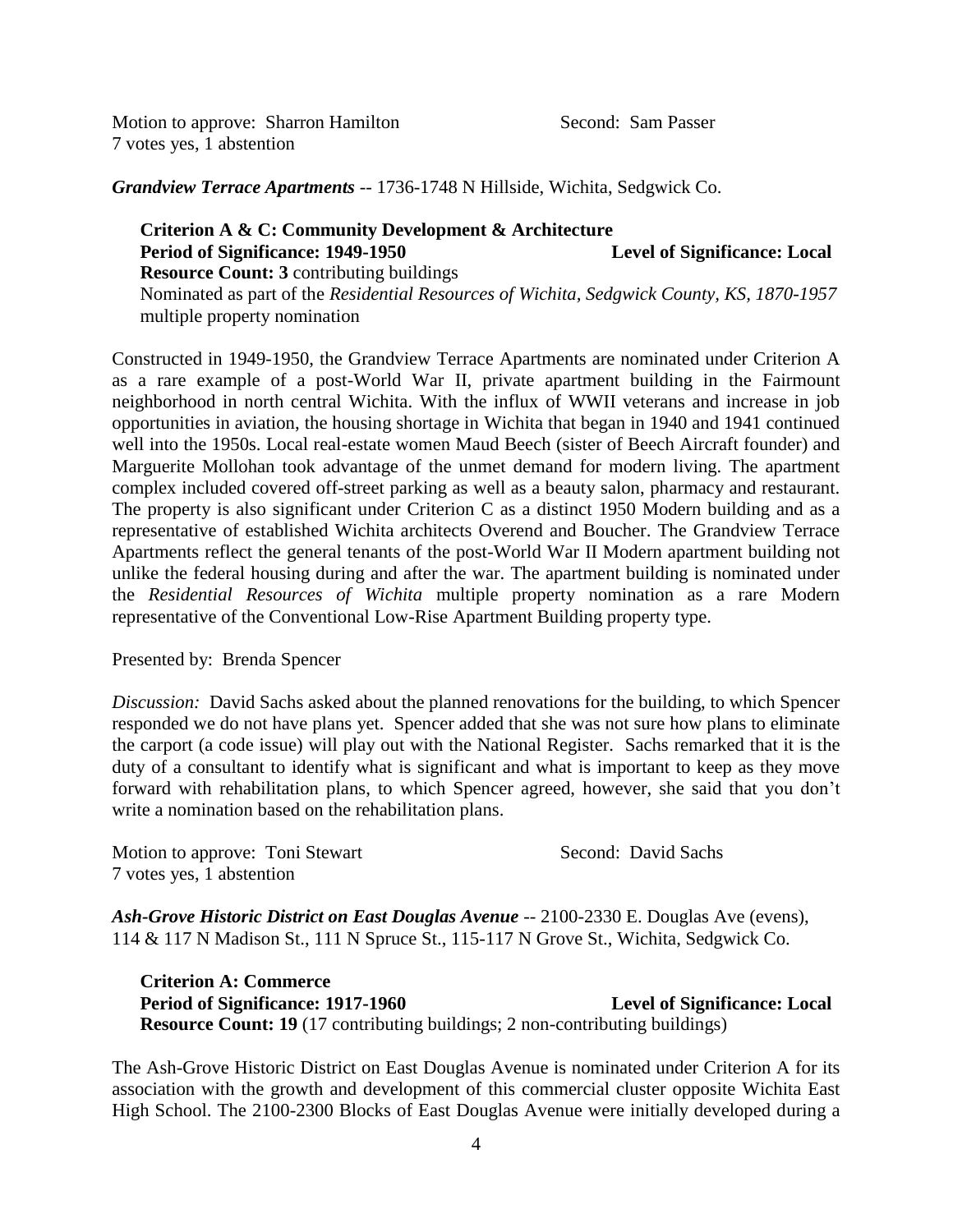Motion to approve: Sharron Hamilton Second: Sam Passer
7 votes yes, 1 abstention

***Grandview Terrace Apartments*** -- 1736-1748 N Hillside, Wichita, Sedgwick Co.

> **Criterion A & C: Community Development & Architecture**
> **Period of Significance: 1949-1950** **Level of Significance: Local**
> **Resource Count: 3** contributing buildings
> Nominated as part of the *Residential Resources of Wichita, Sedgwick County, KS, 1870-1957* multiple property nomination

Constructed in 1949-1950, the Grandview Terrace Apartments are nominated under Criterion A as a rare example of a post-World War II, private apartment building in the Fairmount neighborhood in north central Wichita. With the influx of WWII veterans and increase in job opportunities in aviation, the housing shortage in Wichita that began in 1940 and 1941 continued well into the 1950s. Local real-estate women Maud Beech (sister of Beech Aircraft founder) and Marguerite Mollohan took advantage of the unmet demand for modern living. The apartment complex included covered off-street parking as well as a beauty salon, pharmacy and restaurant. The property is also significant under Criterion C as a distinct 1950 Modern building and as a representative of established Wichita architects Overend and Boucher. The Grandview Terrace Apartments reflect the general tenants of the post-World War II Modern apartment building not unlike the federal housing during and after the war. The apartment building is nominated under the *Residential Resources of Wichita* multiple property nomination as a rare Modern representative of the Conventional Low-Rise Apartment Building property type.

Presented by: Brenda Spencer

*Discussion:* David Sachs asked about the planned renovations for the building, to which Spencer responded we do not have plans yet. Spencer added that she was not sure how plans to eliminate the carport (a code issue) will play out with the National Register. Sachs remarked that it is the duty of a consultant to identify what is significant and what is important to keep as they move forward with rehabilitation plans, to which Spencer agreed, however, she said that you don't write a nomination based on the rehabilitation plans.

Motion to approve: Toni Stewart Second: David Sachs
7 votes yes, 1 abstention

***Ash-Grove Historic District on East Douglas Avenue*** -- 2100-2330 E. Douglas Ave (evens), 114 & 117 N Madison St., 111 N Spruce St., 115-117 N Grove St., Wichita, Sedgwick Co.

> **Criterion A: Commerce**
> **Period of Significance: 1917-1960** **Level of Significance: Local**
> **Resource Count: 19** (17 contributing buildings; 2 non-contributing buildings)

The Ash-Grove Historic District on East Douglas Avenue is nominated under Criterion A for its association with the growth and development of this commercial cluster opposite Wichita East High School. The 2100-2300 Blocks of East Douglas Avenue were initially developed during a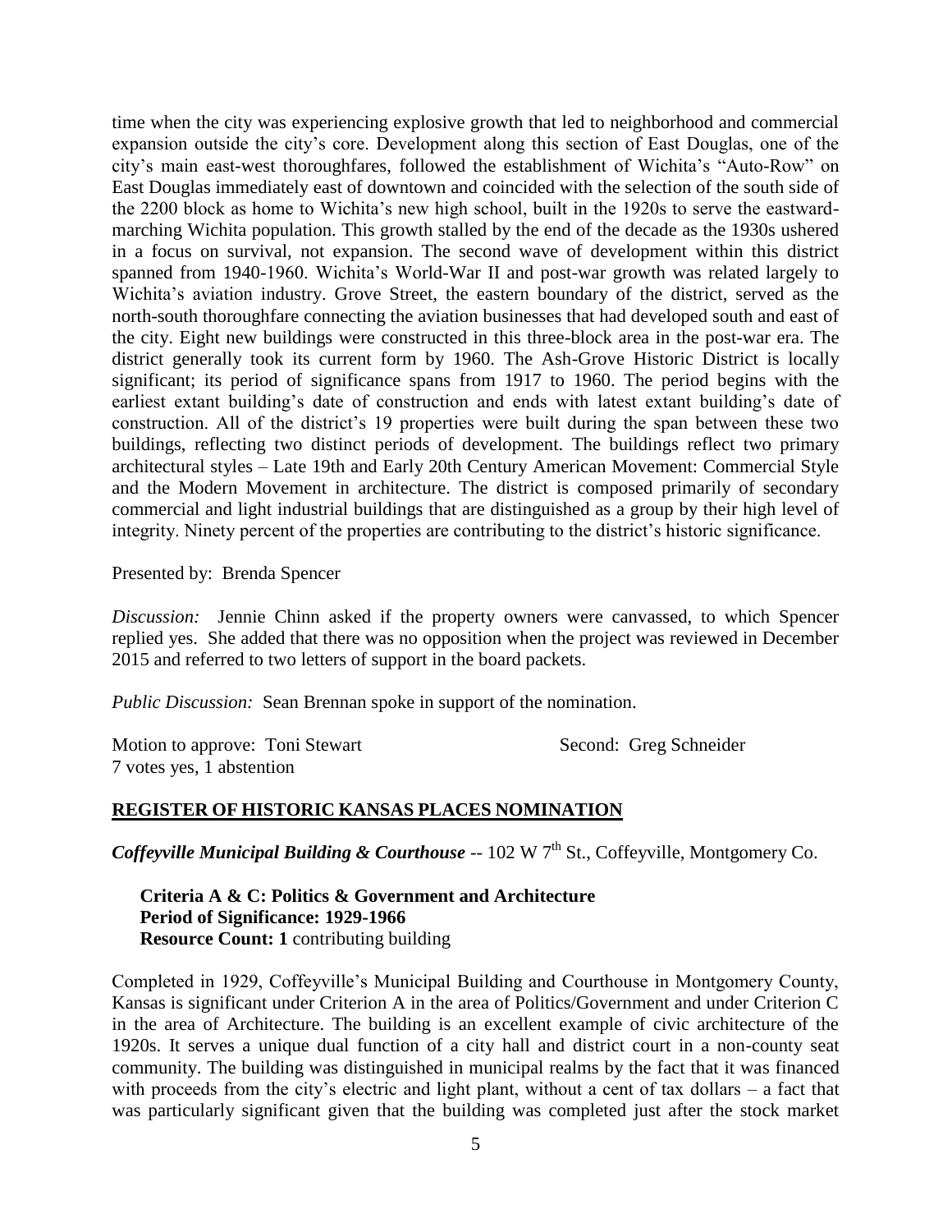time when the city was experiencing explosive growth that led to neighborhood and commercial expansion outside the city's core. Development along this section of East Douglas, one of the city's main east-west thoroughfares, followed the establishment of Wichita's "Auto-Row" on East Douglas immediately east of downtown and coincided with the selection of the south side of the 2200 block as home to Wichita's new high school, built in the 1920s to serve the eastward-marching Wichita population. This growth stalled by the end of the decade as the 1930s ushered in a focus on survival, not expansion. The second wave of development within this district spanned from 1940-1960. Wichita's World-War II and post-war growth was related largely to Wichita's aviation industry. Grove Street, the eastern boundary of the district, served as the north-south thoroughfare connecting the aviation businesses that had developed south and east of the city. Eight new buildings were constructed in this three-block area in the post-war era. The district generally took its current form by 1960. The Ash-Grove Historic District is locally significant; its period of significance spans from 1917 to 1960. The period begins with the earliest extant building's date of construction and ends with latest extant building's date of construction. All of the district's 19 properties were built during the span between these two buildings, reflecting two distinct periods of development. The buildings reflect two primary architectural styles – Late 19th and Early 20th Century American Movement: Commercial Style and the Modern Movement in architecture. The district is composed primarily of secondary commercial and light industrial buildings that are distinguished as a group by their high level of integrity. Ninety percent of the properties are contributing to the district's historic significance.

Presented by: Brenda Spencer

*Discussion:* Jennie Chinn asked if the property owners were canvassed, to which Spencer replied yes. She added that there was no opposition when the project was reviewed in December 2015 and referred to two letters of support in the board packets.

*Public Discussion:* Sean Brennan spoke in support of the nomination.

Motion to approve: Toni Stewart    Second: Greg Schneider
7 votes yes, 1 abstention

## REGISTER OF HISTORIC KANSAS PLACES NOMINATION

***Coffeyville Municipal Building & Courthouse*** -- 102 W 7th St., Coffeyville, Montgomery Co.

**Criteria A & C: Politics & Government and Architecture**
**Period of Significance: 1929-1966**
**Resource Count: 1** contributing building

Completed in 1929, Coffeyville's Municipal Building and Courthouse in Montgomery County, Kansas is significant under Criterion A in the area of Politics/Government and under Criterion C in the area of Architecture. The building is an excellent example of civic architecture of the 1920s. It serves a unique dual function of a city hall and district court in a non-county seat community. The building was distinguished in municipal realms by the fact that it was financed with proceeds from the city's electric and light plant, without a cent of tax dollars – a fact that was particularly significant given that the building was completed just after the stock market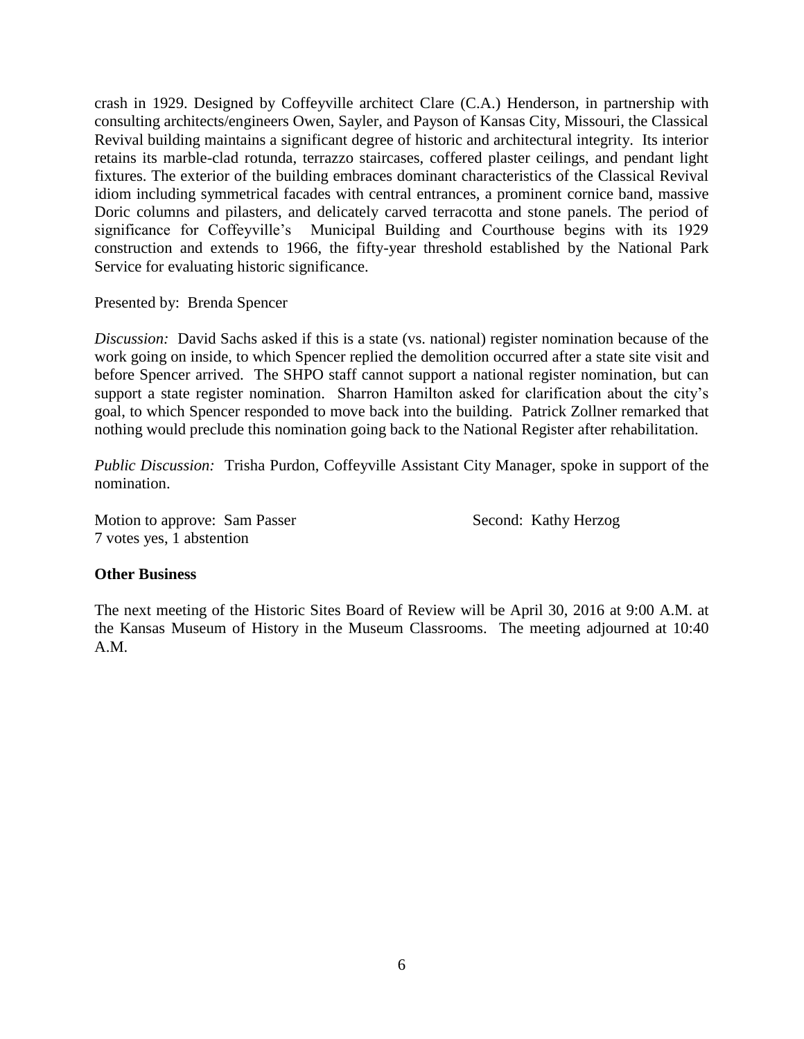crash in 1929. Designed by Coffeyville architect Clare (C.A.) Henderson, in partnership with consulting architects/engineers Owen, Sayler, and Payson of Kansas City, Missouri, the Classical Revival building maintains a significant degree of historic and architectural integrity. Its interior retains its marble-clad rotunda, terrazzo staircases, coffered plaster ceilings, and pendant light fixtures. The exterior of the building embraces dominant characteristics of the Classical Revival idiom including symmetrical facades with central entrances, a prominent cornice band, massive Doric columns and pilasters, and delicately carved terracotta and stone panels. The period of significance for Coffeyville's Municipal Building and Courthouse begins with its 1929 construction and extends to 1966, the fifty-year threshold established by the National Park Service for evaluating historic significance.

Presented by: Brenda Spencer

*Discussion:* David Sachs asked if this is a state (vs. national) register nomination because of the work going on inside, to which Spencer replied the demolition occurred after a state site visit and before Spencer arrived. The SHPO staff cannot support a national register nomination, but can support a state register nomination. Sharron Hamilton asked for clarification about the city's goal, to which Spencer responded to move back into the building. Patrick Zollner remarked that nothing would preclude this nomination going back to the National Register after rehabilitation.

*Public Discussion:* Trisha Purdon, Coffeyville Assistant City Manager, spoke in support of the nomination.

Motion to approve: Sam Passer Second: Kathy Herzog
7 votes yes, 1 abstention

**Other Business**

The next meeting of the Historic Sites Board of Review will be April 30, 2016 at 9:00 A.M. at the Kansas Museum of History in the Museum Classrooms. The meeting adjourned at 10:40 A.M.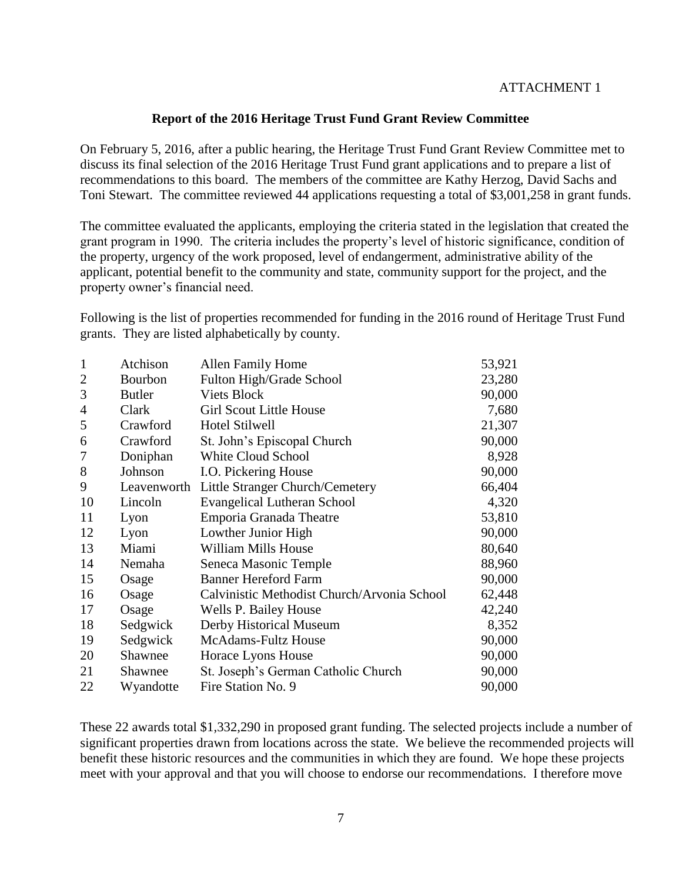ATTACHMENT 1

**Report of the 2016 Heritage Trust Fund Grant Review Committee**

On February 5, 2016, after a public hearing, the Heritage Trust Fund Grant Review Committee met to discuss its final selection of the 2016 Heritage Trust Fund grant applications and to prepare a list of recommendations to this board. The members of the committee are Kathy Herzog, David Sachs and Toni Stewart. The committee reviewed 44 applications requesting a total of $3,001,258 in grant funds.

The committee evaluated the applicants, employing the criteria stated in the legislation that created the grant program in 1990. The criteria includes the property's level of historic significance, condition of the property, urgency of the work proposed, level of endangerment, administrative ability of the applicant, potential benefit to the community and state, community support for the project, and the property owner's financial need.

Following is the list of properties recommended for funding in the 2016 round of Heritage Trust Fund grants. They are listed alphabetically by county.

| | | | |
|---|---|---|---|
| 1 | Atchison | Allen Family Home | 53,921 |
| 2 | Bourbon | Fulton High/Grade School | 23,280 |
| 3 | Butler | Viets Block | 90,000 |
| 4 | Clark | Girl Scout Little House | 7,680 |
| 5 | Crawford | Hotel Stilwell | 21,307 |
| 6 | Crawford | St. John's Episcopal Church | 90,000 |
| 7 | Doniphan | White Cloud School | 8,928 |
| 8 | Johnson | I.O. Pickering House | 90,000 |
| 9 | Leavenworth | Little Stranger Church/Cemetery | 66,404 |
| 10 | Lincoln | Evangelical Lutheran School | 4,320 |
| 11 | Lyon | Emporia Granada Theatre | 53,810 |
| 12 | Lyon | Lowther Junior High | 90,000 |
| 13 | Miami | William Mills House | 80,640 |
| 14 | Nemaha | Seneca Masonic Temple | 88,960 |
| 15 | Osage | Banner Hereford Farm | 90,000 |
| 16 | Osage | Calvinistic Methodist Church/Arvonia School | 62,448 |
| 17 | Osage | Wells P. Bailey House | 42,240 |
| 18 | Sedgwick | Derby Historical Museum | 8,352 |
| 19 | Sedgwick | McAdams-Fultz House | 90,000 |
| 20 | Shawnee | Horace Lyons House | 90,000 |
| 21 | Shawnee | St. Joseph's German Catholic Church | 90,000 |
| 22 | Wyandotte | Fire Station No. 9 | 90,000 |

These 22 awards total $1,332,290 in proposed grant funding. The selected projects include a number of significant properties drawn from locations across the state. We believe the recommended projects will benefit these historic resources and the communities in which they are found. We hope these projects meet with your approval and that you will choose to endorse our recommendations. I therefore move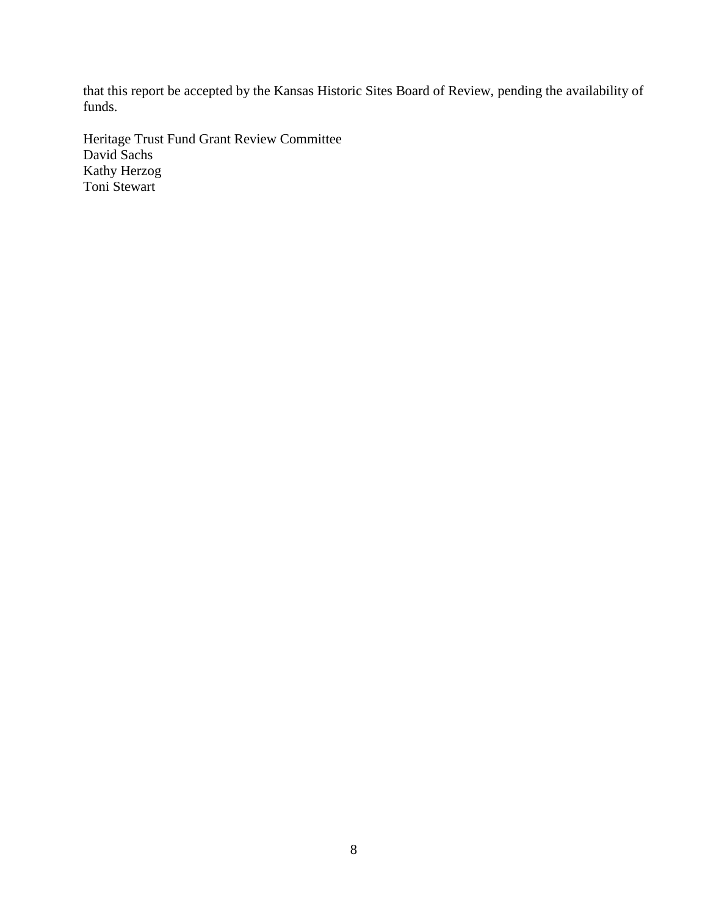that this report be accepted by the Kansas Historic Sites Board of Review, pending the availability of funds.

Heritage Trust Fund Grant Review Committee
David Sachs
Kathy Herzog
Toni Stewart